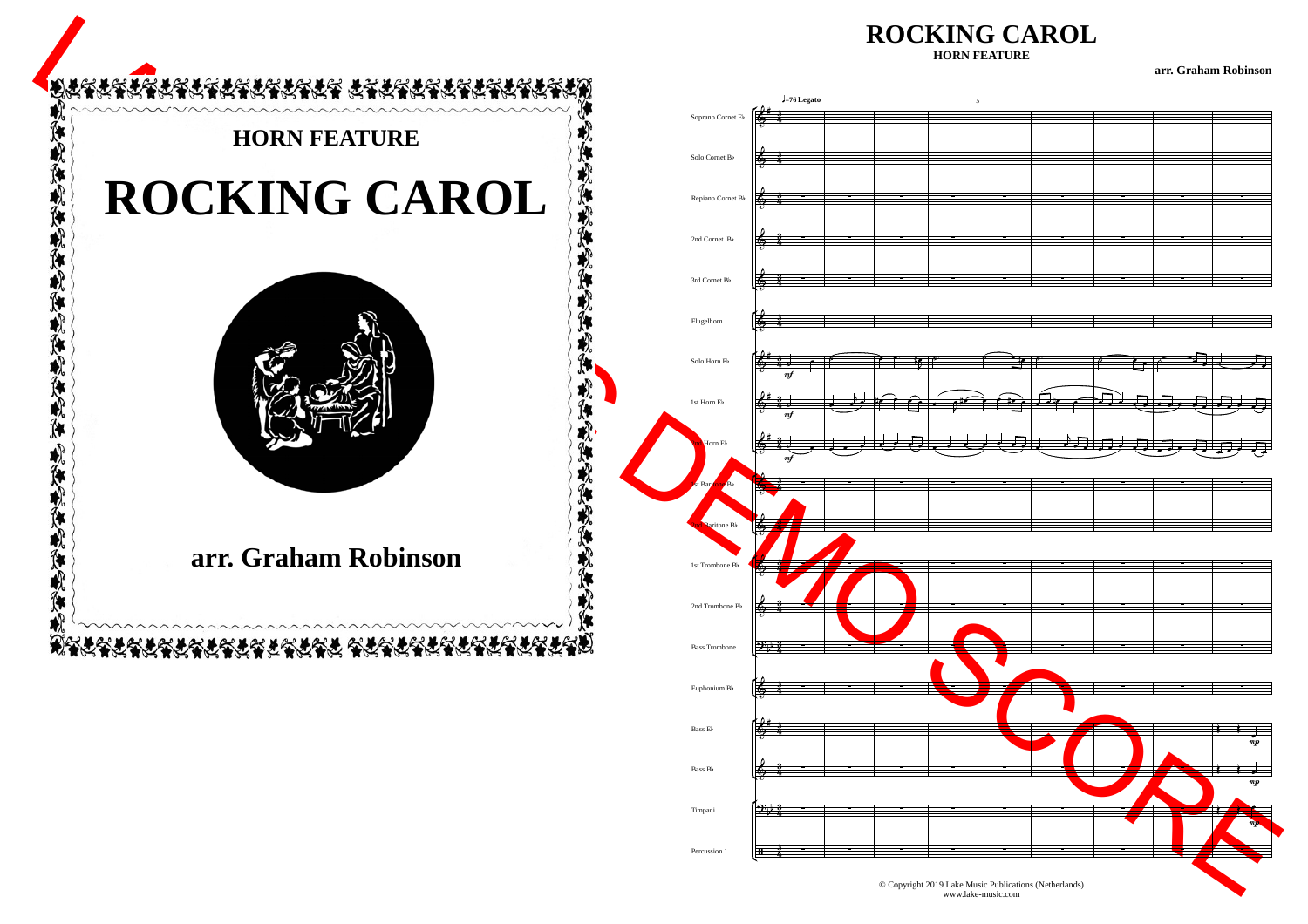## HORN FEATURE

# ROCKING CAROL

**arr. Graham Robinson**

# ROCKING CAROL

**HORN FEATURE**

**arr. Graham Robinson**

♩=76 Legato

Soprano Cornet E♭
Solo Cornet B♭
Repiano Cornet B♭
2nd Cornet B♭
3rd Cornet B♭
Flugelhorn
Solo Horn E♭
1st Horn E♭
2nd Horn E♭
1st Baritone B♭
2nd Baritone B♭
1st Trombone B♭
2nd Trombone B♭
Bass Trombone
Euphonium B♭
Bass E♭
Bass B♭
Timpani
Percussion 1

© Copyright 2019 Lake Music Publications (Netherlands)
www.lake-music.com

DEMO SCORE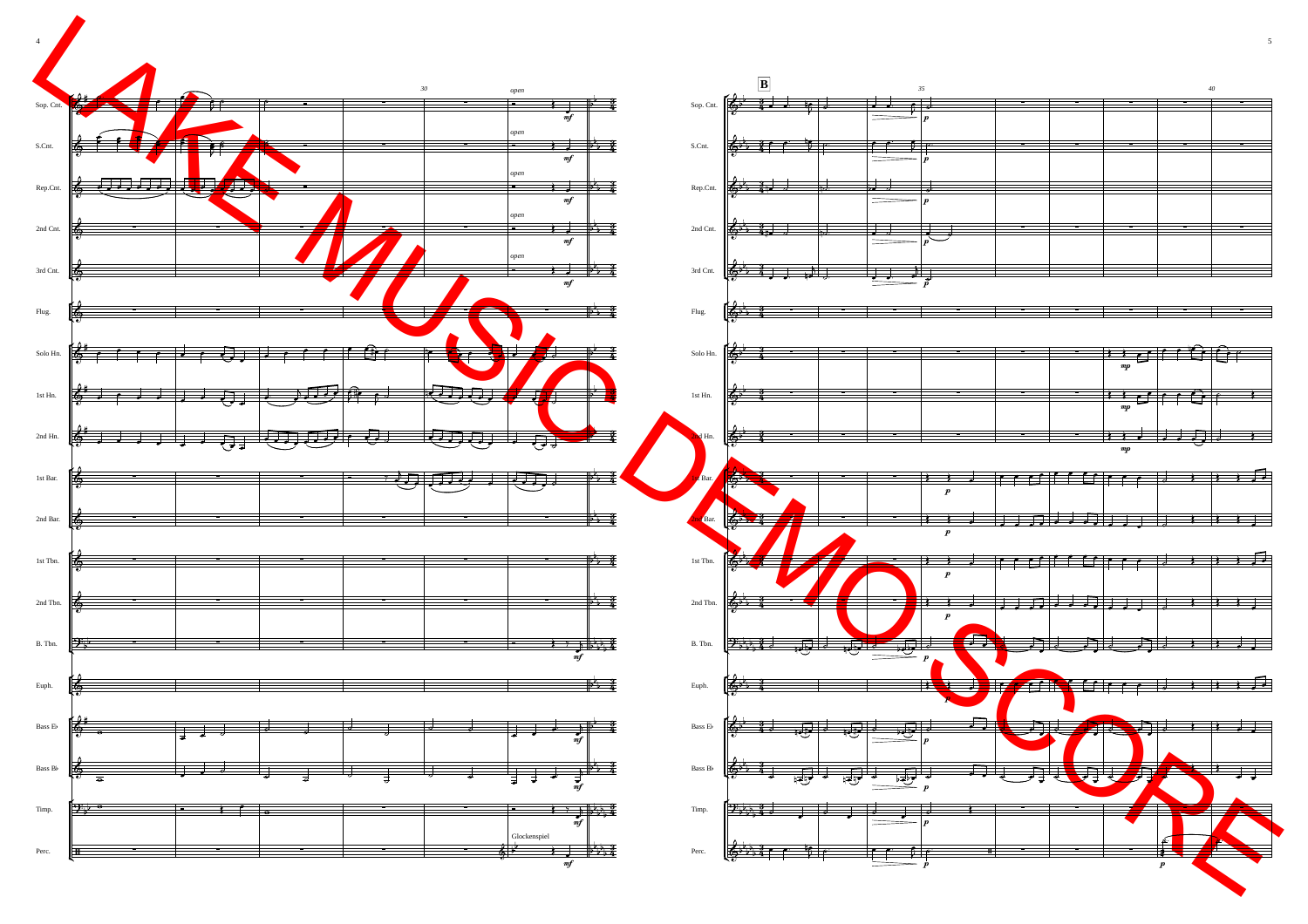LAKE MUSIC DEMO SCORE

Sop. Cnt. · S.Cnt. · Rep.Cnt. · 2nd Cnt. · 3rd Cnt. · Flug. · Solo Hn. · 1st Hn. · 2nd Hn. · 1st Bar. · 2nd Bar. · 1st Tbn. · 2nd Tbn. · B. Tbn. · Euph. · Bass E♭ · Bass B♭ · Timp. · Perc.

30

*open* *mf*

Glockenspiel *mf*

**B**

35

40

*p*

*mp*